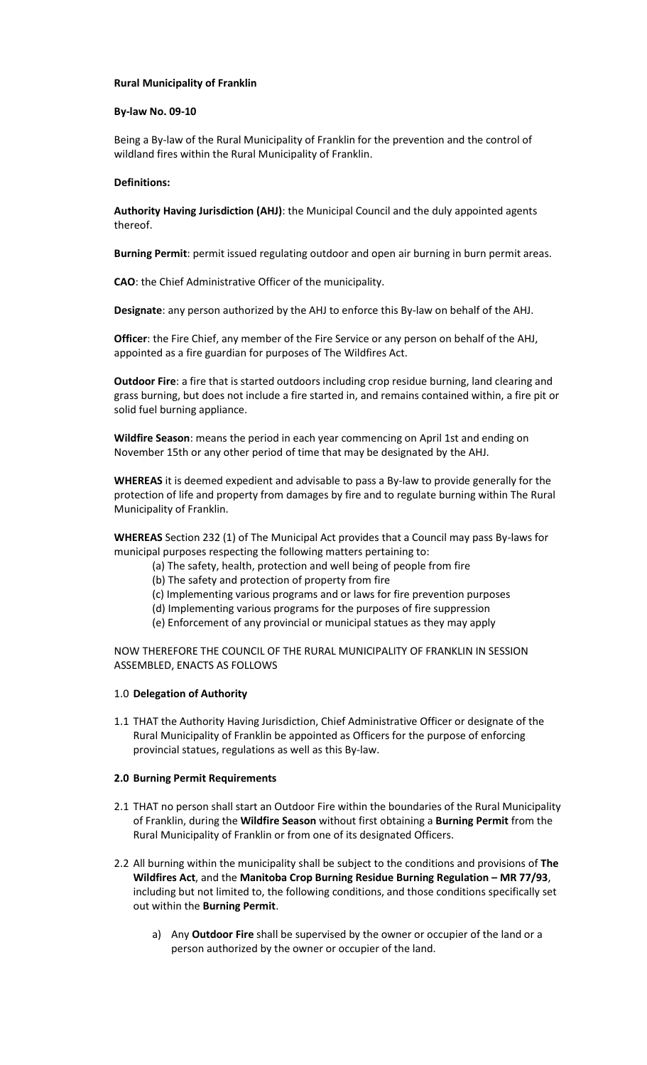**Rural Municipality of Franklin**

**By-law No. 09-10**

Being a By-law of the Rural Municipality of Franklin for the prevention and the control of wildland fires within the Rural Municipality of Franklin.

**Definitions:**

**Authority Having Jurisdiction (AHJ)**: the Municipal Council and the duly appointed agents thereof.

**Burning Permit**: permit issued regulating outdoor and open air burning in burn permit areas.

**CAO**: the Chief Administrative Officer of the municipality.

**Designate**: any person authorized by the AHJ to enforce this By-law on behalf of the AHJ.

**Officer**: the Fire Chief, any member of the Fire Service or any person on behalf of the AHJ, appointed as a fire guardian for purposes of The Wildfires Act.

**Outdoor Fire**: a fire that is started outdoors including crop residue burning, land clearing and grass burning, but does not include a fire started in, and remains contained within, a fire pit or solid fuel burning appliance.

**Wildfire Season**: means the period in each year commencing on April 1st and ending on November 15th or any other period of time that may be designated by the AHJ.

**WHEREAS** it is deemed expedient and advisable to pass a By-law to provide generally for the protection of life and property from damages by fire and to regulate burning within The Rural Municipality of Franklin.

**WHEREAS** Section 232 (1) of The Municipal Act provides that a Council may pass By-laws for municipal purposes respecting the following matters pertaining to:

(a) The safety, health, protection and well being of people from fire
(b) The safety and protection of property from fire
(c) Implementing various programs and or laws for fire prevention purposes
(d) Implementing various programs for the purposes of fire suppression
(e) Enforcement of any provincial or municipal statues as they may apply

NOW THEREFORE THE COUNCIL OF THE RURAL MUNICIPALITY OF FRANKLIN IN SESSION ASSEMBLED, ENACTS AS FOLLOWS

1.0 **Delegation of Authority**

1.1 THAT the Authority Having Jurisdiction, Chief Administrative Officer or designate of the Rural Municipality of Franklin be appointed as Officers for the purpose of enforcing provincial statues, regulations as well as this By-law.

**2.0 Burning Permit Requirements**

2.1 THAT no person shall start an Outdoor Fire within the boundaries of the Rural Municipality of Franklin, during the **Wildfire Season** without first obtaining a **Burning Permit** from the Rural Municipality of Franklin or from one of its designated Officers.

2.2 All burning within the municipality shall be subject to the conditions and provisions of **The Wildfires Act**, and the **Manitoba Crop Burning Residue Burning Regulation – MR 77/93**, including but not limited to, the following conditions, and those conditions specifically set out within the **Burning Permit**.

a) Any **Outdoor Fire** shall be supervised by the owner or occupier of the land or a person authorized by the owner or occupier of the land.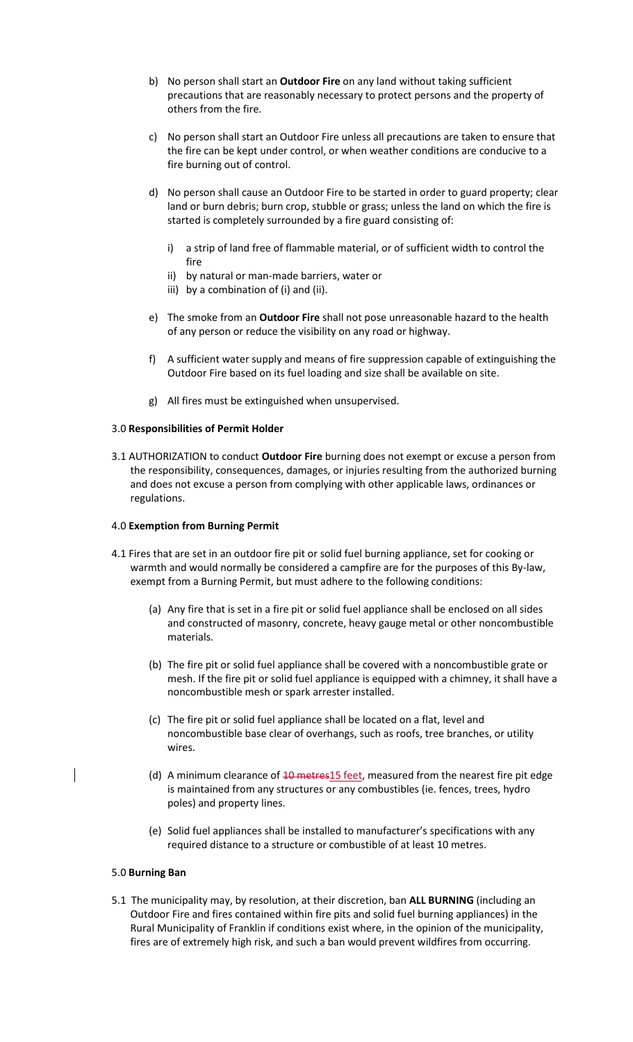b) No person shall start an **Outdoor Fire** on any land without taking sufficient precautions that are reasonably necessary to protect persons and the property of others from the fire.

c) No person shall start an Outdoor Fire unless all precautions are taken to ensure that the fire can be kept under control, or when weather conditions are conducive to a fire burning out of control.

d) No person shall cause an Outdoor Fire to be started in order to guard property; clear land or burn debris; burn crop, stubble or grass; unless the land on which the fire is started is completely surrounded by a fire guard consisting of:

   i) a strip of land free of flammable material, or of sufficient width to control the fire
   ii) by natural or man-made barriers, water or
   iii) by a combination of (i) and (ii).

e) The smoke from an **Outdoor Fire** shall not pose unreasonable hazard to the health of any person or reduce the visibility on any road or highway.

f) A sufficient water supply and means of fire suppression capable of extinguishing the Outdoor Fire based on its fuel loading and size shall be available on site.

g) All fires must be extinguished when unsupervised.

3.0 **Responsibilities of Permit Holder**

3.1 AUTHORIZATION to conduct **Outdoor Fire** burning does not exempt or excuse a person from the responsibility, consequences, damages, or injuries resulting from the authorized burning and does not excuse a person from complying with other applicable laws, ordinances or regulations.

4.0 **Exemption from Burning Permit**

4.1 Fires that are set in an outdoor fire pit or solid fuel burning appliance, set for cooking or warmth and would normally be considered a campfire are for the purposes of this By-law, exempt from a Burning Permit, but must adhere to the following conditions:

(a) Any fire that is set in a fire pit or solid fuel appliance shall be enclosed on all sides and constructed of masonry, concrete, heavy gauge metal or other noncombustible materials.

(b) The fire pit or solid fuel appliance shall be covered with a noncombustible grate or mesh. If the fire pit or solid fuel appliance is equipped with a chimney, it shall have a noncombustible mesh or spark arrester installed.

(c) The fire pit or solid fuel appliance shall be located on a flat, level and noncombustible base clear of overhangs, such as roofs, tree branches, or utility wires.

(d) A minimum clearance of ~~10 metres~~15 feet, measured from the nearest fire pit edge is maintained from any structures or any combustibles (ie. fences, trees, hydro poles) and property lines.

(e) Solid fuel appliances shall be installed to manufacturer's specifications with any required distance to a structure or combustible of at least 10 metres.

5.0 **Burning Ban**

5.1 The municipality may, by resolution, at their discretion, ban **ALL BURNING** (including an Outdoor Fire and fires contained within fire pits and solid fuel burning appliances) in the Rural Municipality of Franklin if conditions exist where, in the opinion of the municipality, fires are of extremely high risk, and such a ban would prevent wildfires from occurring.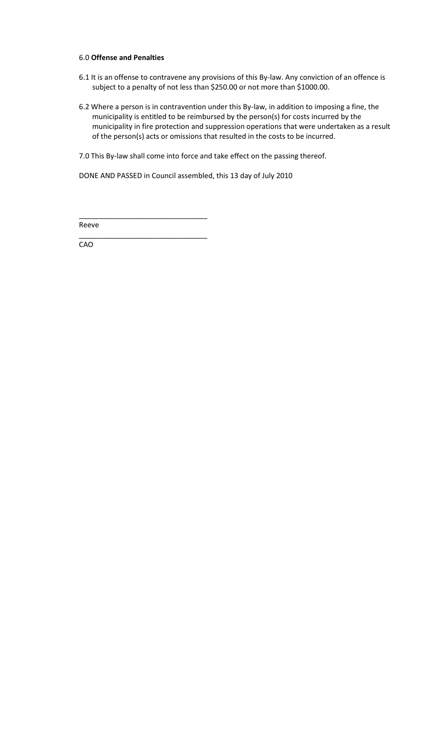6.0 **Offense and Penalties**

6.1 It is an offense to contravene any provisions of this By-law. Any conviction of an offence is subject to a penalty of not less than $250.00 or not more than $1000.00.

6.2 Where a person is in contravention under this By-law, in addition to imposing a fine, the municipality is entitled to be reimbursed by the person(s) for costs incurred by the municipality in fire protection and suppression operations that were undertaken as a result of the person(s) acts or omissions that resulted in the costs to be incurred.

7.0 This By-law shall come into force and take effect on the passing thereof.

DONE AND PASSED in Council assembled, this 13 day of July 2010

_______________________________
Reeve

_______________________________
CAO